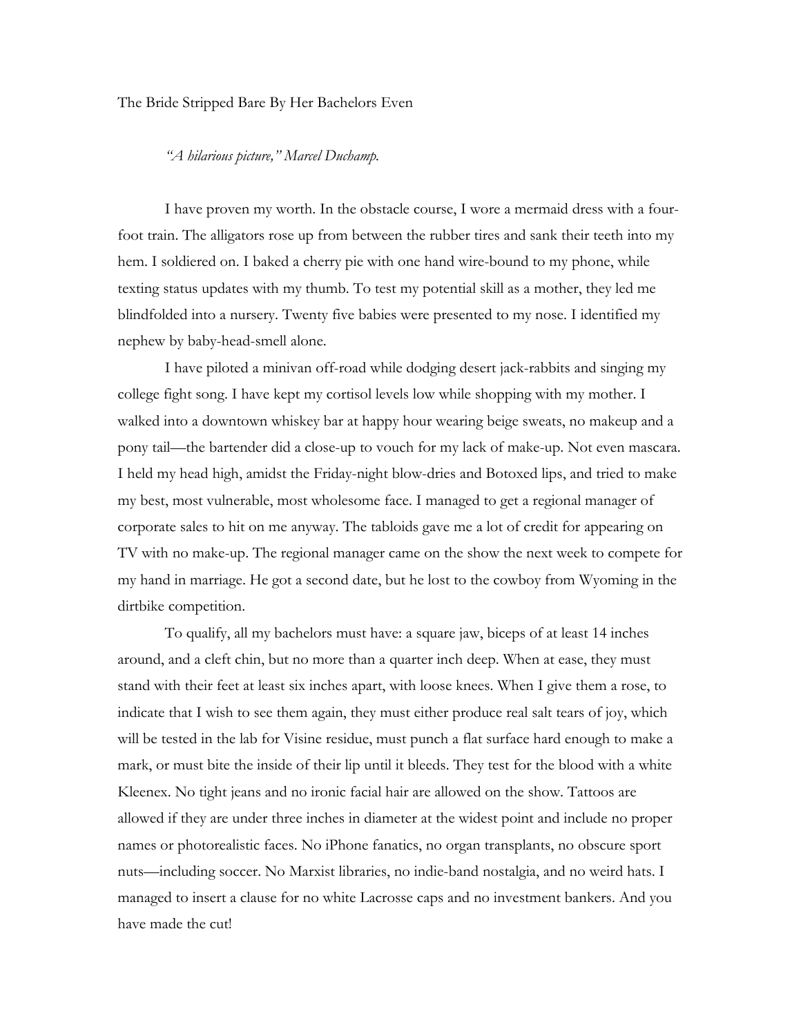# The Bride Stripped Bare By Her Bachelors Even

*"A hilarious picture," Marcel Duchamp.*

I have proven my worth. In the obstacle course, I wore a mermaid dress with a four-foot train. The alligators rose up from between the rubber tires and sank their teeth into my hem. I soldiered on. I baked a cherry pie with one hand wire-bound to my phone, while texting status updates with my thumb. To test my potential skill as a mother, they led me blindfolded into a nursery. Twenty five babies were presented to my nose. I identified my nephew by baby-head-smell alone.

I have piloted a minivan off-road while dodging desert jack-rabbits and singing my college fight song. I have kept my cortisol levels low while shopping with my mother. I walked into a downtown whiskey bar at happy hour wearing beige sweats, no makeup and a pony tail—the bartender did a close-up to vouch for my lack of make-up. Not even mascara. I held my head high, amidst the Friday-night blow-dries and Botoxed lips, and tried to make my best, most vulnerable, most wholesome face. I managed to get a regional manager of corporate sales to hit on me anyway. The tabloids gave me a lot of credit for appearing on TV with no make-up. The regional manager came on the show the next week to compete for my hand in marriage. He got a second date, but he lost to the cowboy from Wyoming in the dirtbike competition.

To qualify, all my bachelors must have: a square jaw, biceps of at least 14 inches around, and a cleft chin, but no more than a quarter inch deep. When at ease, they must stand with their feet at least six inches apart, with loose knees. When I give them a rose, to indicate that I wish to see them again, they must either produce real salt tears of joy, which will be tested in the lab for Visine residue, must punch a flat surface hard enough to make a mark, or must bite the inside of their lip until it bleeds. They test for the blood with a white Kleenex. No tight jeans and no ironic facial hair are allowed on the show. Tattoos are allowed if they are under three inches in diameter at the widest point and include no proper names or photorealistic faces. No iPhone fanatics, no organ transplants, no obscure sport nuts—including soccer. No Marxist libraries, no indie-band nostalgia, and no weird hats. I managed to insert a clause for no white Lacrosse caps and no investment bankers. And you have made the cut!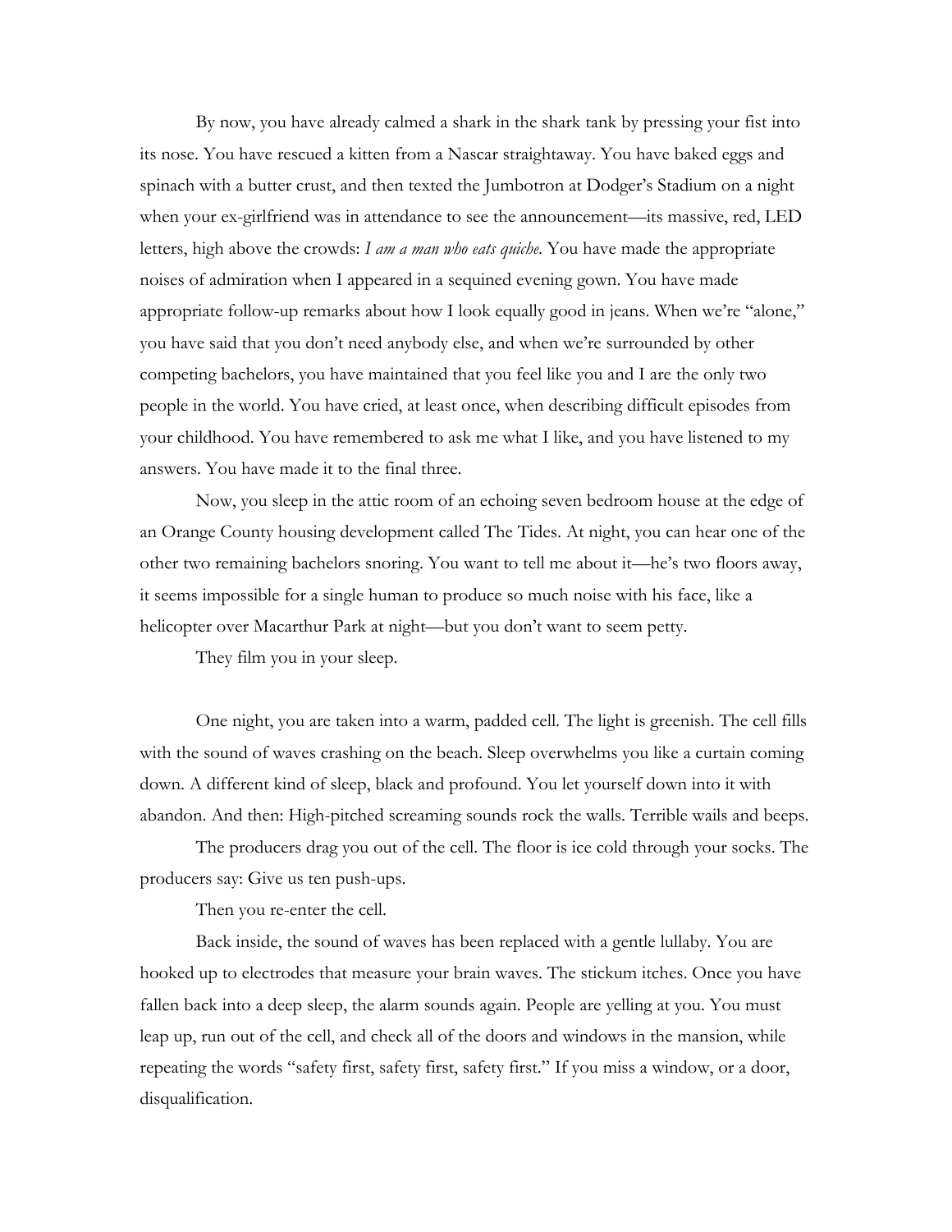By now, you have already calmed a shark in the shark tank by pressing your fist into its nose. You have rescued a kitten from a Nascar straightaway. You have baked eggs and spinach with a butter crust, and then texted the Jumbotron at Dodger's Stadium on a night when your ex-girlfriend was in attendance to see the announcement—its massive, red, LED letters, high above the crowds: *I am a man who eats quiche*. You have made the appropriate noises of admiration when I appeared in a sequined evening gown. You have made appropriate follow-up remarks about how I look equally good in jeans. When we're "alone," you have said that you don't need anybody else, and when we're surrounded by other competing bachelors, you have maintained that you feel like you and I are the only two people in the world. You have cried, at least once, when describing difficult episodes from your childhood. You have remembered to ask me what I like, and you have listened to my answers. You have made it to the final three.

Now, you sleep in the attic room of an echoing seven bedroom house at the edge of an Orange County housing development called The Tides. At night, you can hear one of the other two remaining bachelors snoring. You want to tell me about it—he's two floors away, it seems impossible for a single human to produce so much noise with his face, like a helicopter over Macarthur Park at night—but you don't want to seem petty.

They film you in your sleep.

One night, you are taken into a warm, padded cell. The light is greenish. The cell fills with the sound of waves crashing on the beach. Sleep overwhelms you like a curtain coming down. A different kind of sleep, black and profound. You let yourself down into it with abandon. And then: High-pitched screaming sounds rock the walls. Terrible wails and beeps.

The producers drag you out of the cell. The floor is ice cold through your socks. The producers say: Give us ten push-ups.

Then you re-enter the cell.

Back inside, the sound of waves has been replaced with a gentle lullaby. You are hooked up to electrodes that measure your brain waves. The stickum itches. Once you have fallen back into a deep sleep, the alarm sounds again. People are yelling at you. You must leap up, run out of the cell, and check all of the doors and windows in the mansion, while repeating the words "safety first, safety first, safety first." If you miss a window, or a door, disqualification.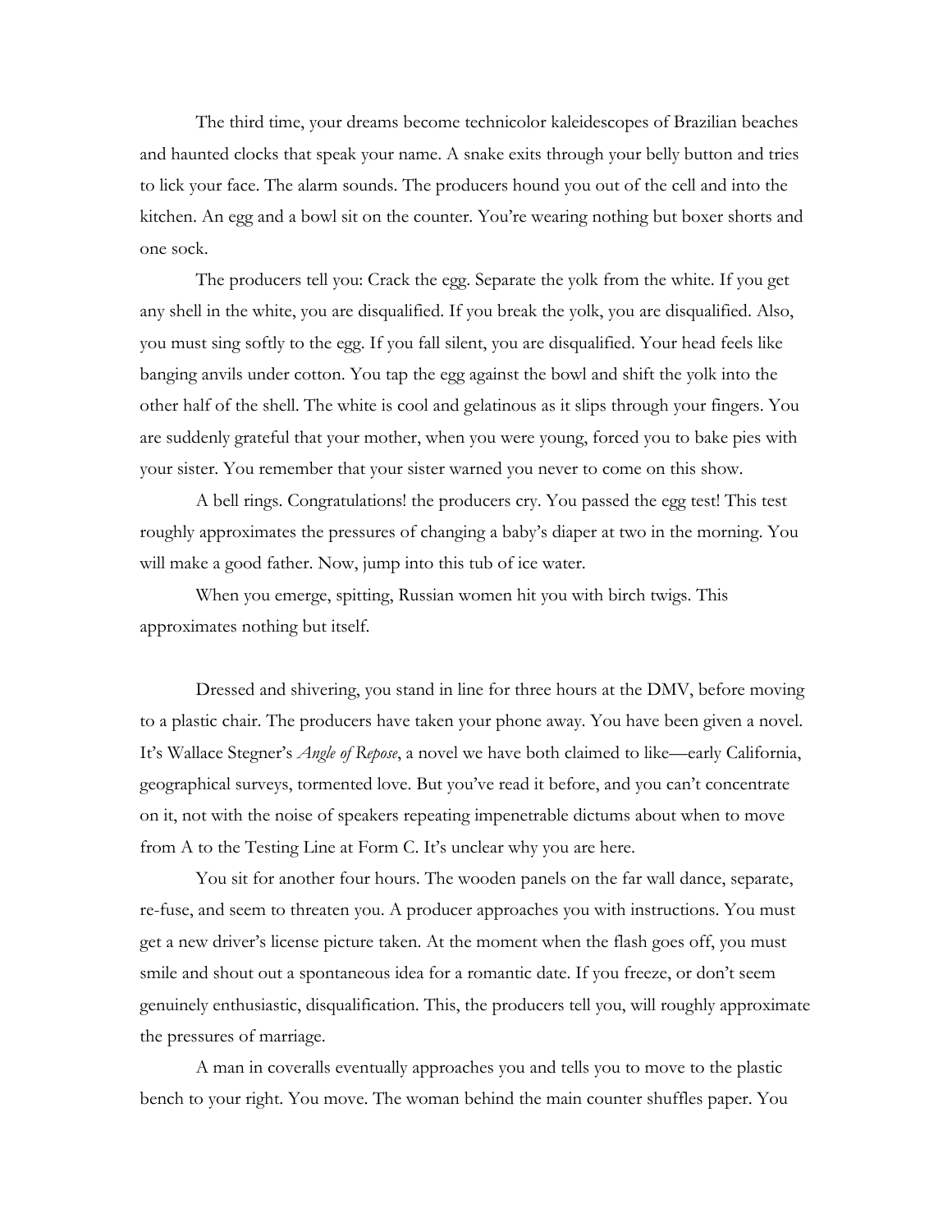The third time, your dreams become technicolor kaleidescopes of Brazilian beaches and haunted clocks that speak your name. A snake exits through your belly button and tries to lick your face. The alarm sounds. The producers hound you out of the cell and into the kitchen. An egg and a bowl sit on the counter. You're wearing nothing but boxer shorts and one sock.

The producers tell you: Crack the egg. Separate the yolk from the white. If you get any shell in the white, you are disqualified. If you break the yolk, you are disqualified. Also, you must sing softly to the egg. If you fall silent, you are disqualified. Your head feels like banging anvils under cotton. You tap the egg against the bowl and shift the yolk into the other half of the shell. The white is cool and gelatinous as it slips through your fingers. You are suddenly grateful that your mother, when you were young, forced you to bake pies with your sister. You remember that your sister warned you never to come on this show.

A bell rings. Congratulations! the producers cry. You passed the egg test! This test roughly approximates the pressures of changing a baby's diaper at two in the morning. You will make a good father. Now, jump into this tub of ice water.

When you emerge, spitting, Russian women hit you with birch twigs. This approximates nothing but itself.

Dressed and shivering, you stand in line for three hours at the DMV, before moving to a plastic chair. The producers have taken your phone away. You have been given a novel. It's Wallace Stegner's *Angle of Repose*, a novel we have both claimed to like—early California, geographical surveys, tormented love. But you've read it before, and you can't concentrate on it, not with the noise of speakers repeating impenetrable dictums about when to move from A to the Testing Line at Form C. It's unclear why you are here.

You sit for another four hours. The wooden panels on the far wall dance, separate, re-fuse, and seem to threaten you. A producer approaches you with instructions. You must get a new driver's license picture taken. At the moment when the flash goes off, you must smile and shout out a spontaneous idea for a romantic date. If you freeze, or don't seem genuinely enthusiastic, disqualification. This, the producers tell you, will roughly approximate the pressures of marriage.

A man in coveralls eventually approaches you and tells you to move to the plastic bench to your right. You move. The woman behind the main counter shuffles paper. You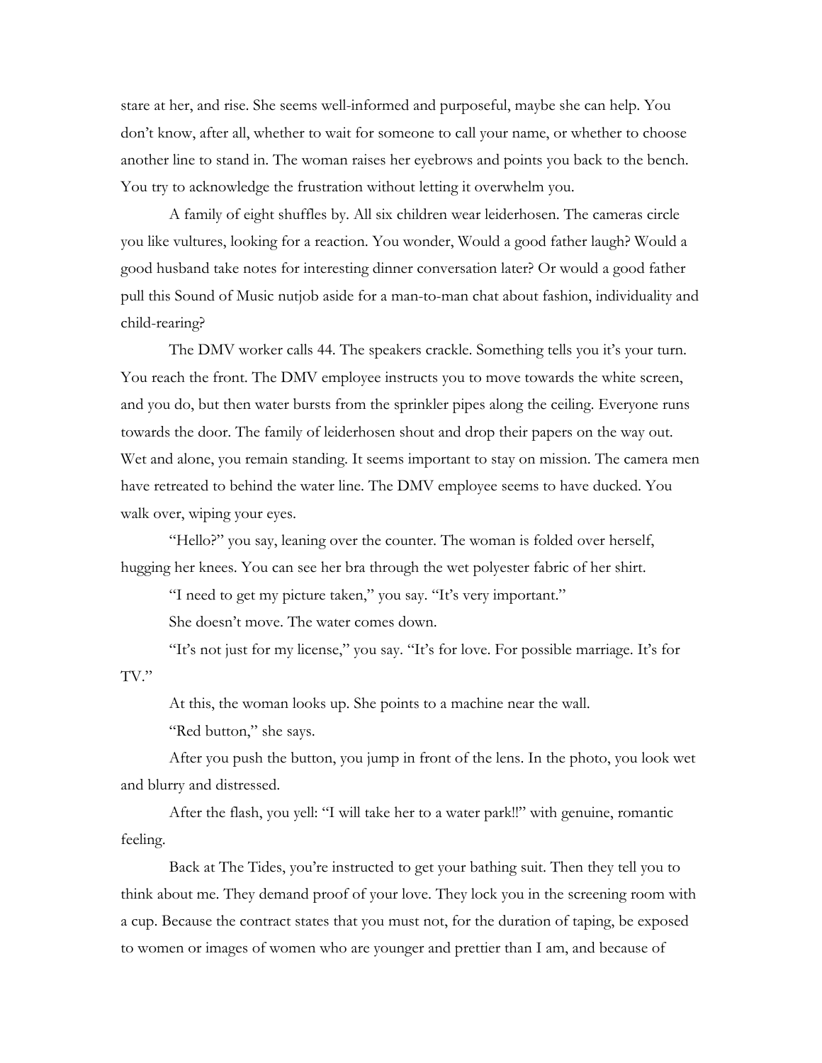stare at her, and rise. She seems well-informed and purposeful, maybe she can help. You don't know, after all, whether to wait for someone to call your name, or whether to choose another line to stand in. The woman raises her eyebrows and points you back to the bench. You try to acknowledge the frustration without letting it overwhelm you.

A family of eight shuffles by. All six children wear leiderhosen. The cameras circle you like vultures, looking for a reaction. You wonder, Would a good father laugh? Would a good husband take notes for interesting dinner conversation later? Or would a good father pull this Sound of Music nutjob aside for a man-to-man chat about fashion, individuality and child-rearing?

The DMV worker calls 44. The speakers crackle. Something tells you it's your turn. You reach the front. The DMV employee instructs you to move towards the white screen, and you do, but then water bursts from the sprinkler pipes along the ceiling. Everyone runs towards the door. The family of leiderhosen shout and drop their papers on the way out. Wet and alone, you remain standing. It seems important to stay on mission. The camera men have retreated to behind the water line. The DMV employee seems to have ducked. You walk over, wiping your eyes.

"Hello?" you say, leaning over the counter. The woman is folded over herself, hugging her knees. You can see her bra through the wet polyester fabric of her shirt.

"I need to get my picture taken," you say. "It's very important."

She doesn't move. The water comes down.

"It's not just for my license," you say. "It's for love. For possible marriage. It's for TV."

At this, the woman looks up. She points to a machine near the wall.

"Red button," she says.

After you push the button, you jump in front of the lens. In the photo, you look wet and blurry and distressed.

After the flash, you yell: "I will take her to a water park!!" with genuine, romantic feeling.

Back at The Tides, you're instructed to get your bathing suit. Then they tell you to think about me. They demand proof of your love. They lock you in the screening room with a cup. Because the contract states that you must not, for the duration of taping, be exposed to women or images of women who are younger and prettier than I am, and because of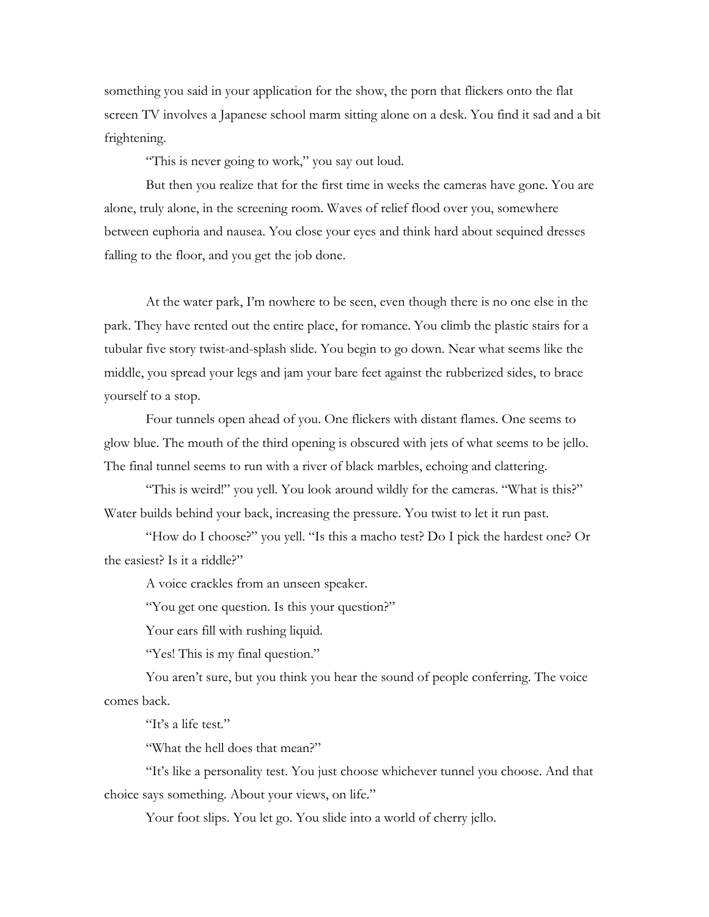something you said in your application for the show, the porn that flickers onto the flat screen TV involves a Japanese school marm sitting alone on a desk. You find it sad and a bit frightening.

"This is never going to work," you say out loud.

But then you realize that for the first time in weeks the cameras have gone. You are alone, truly alone, in the screening room. Waves of relief flood over you, somewhere between euphoria and nausea. You close your eyes and think hard about sequined dresses falling to the floor, and you get the job done.

At the water park, I'm nowhere to be seen, even though there is no one else in the park. They have rented out the entire place, for romance. You climb the plastic stairs for a tubular five story twist-and-splash slide. You begin to go down. Near what seems like the middle, you spread your legs and jam your bare feet against the rubberized sides, to brace yourself to a stop.

Four tunnels open ahead of you. One flickers with distant flames. One seems to glow blue. The mouth of the third opening is obscured with jets of what seems to be jello. The final tunnel seems to run with a river of black marbles, echoing and clattering.

"This is weird!" you yell. You look around wildly for the cameras. "What is this?" Water builds behind your back, increasing the pressure. You twist to let it run past.

"How do I choose?" you yell. "Is this a macho test? Do I pick the hardest one? Or the easiest? Is it a riddle?"

A voice crackles from an unseen speaker.

"You get one question. Is this your question?"

Your ears fill with rushing liquid.

"Yes! This is my final question."

You aren't sure, but you think you hear the sound of people conferring. The voice comes back.

"It's a life test."

"What the hell does that mean?"

"It's like a personality test. You just choose whichever tunnel you choose. And that choice says something. About your views, on life."

Your foot slips. You let go. You slide into a world of cherry jello.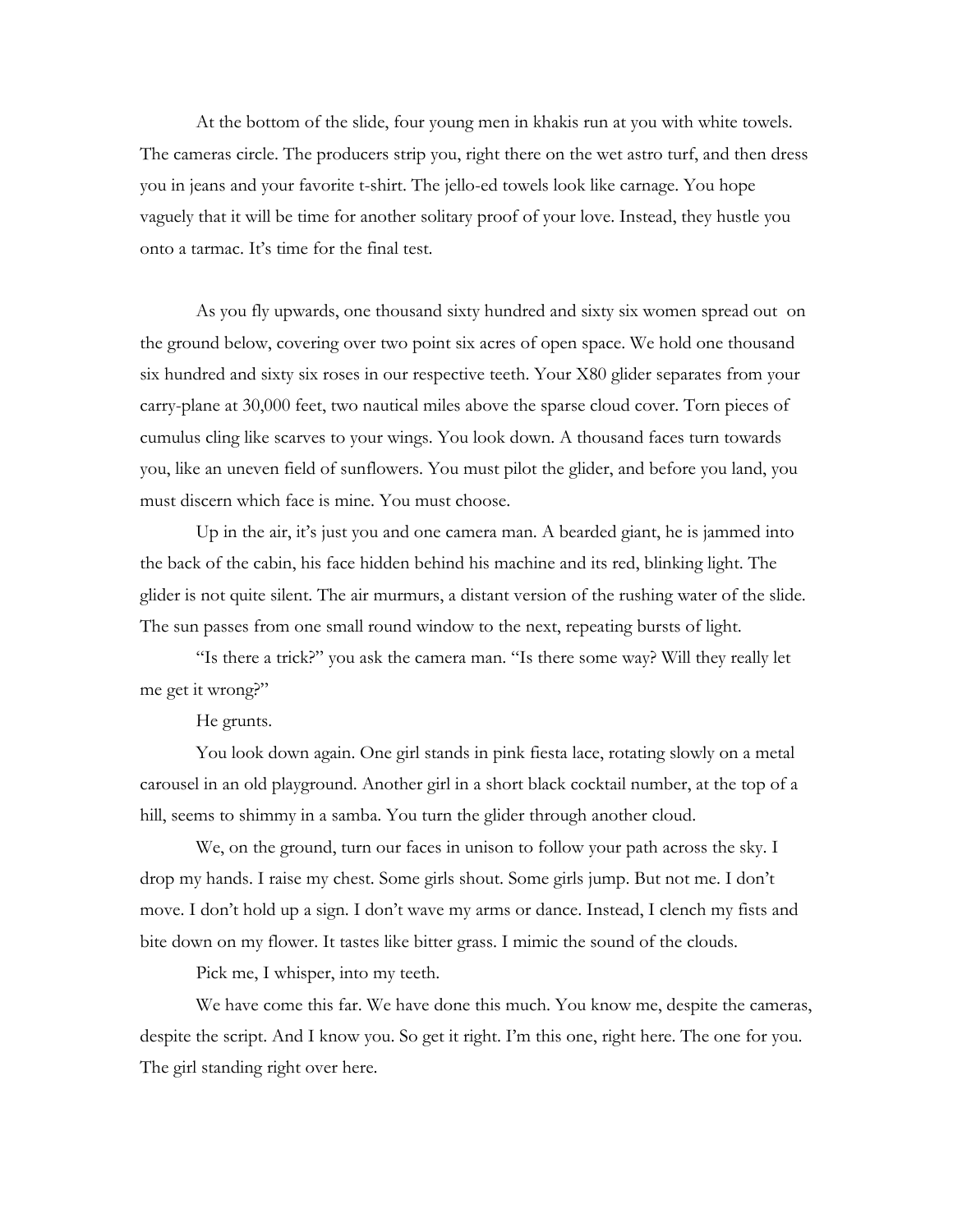At the bottom of the slide, four young men in khakis run at you with white towels. The cameras circle. The producers strip you, right there on the wet astro turf, and then dress you in jeans and your favorite t-shirt. The jello-ed towels look like carnage. You hope vaguely that it will be time for another solitary proof of your love. Instead, they hustle you onto a tarmac. It's time for the final test.

As you fly upwards, one thousand sixty hundred and sixty six women spread out on the ground below, covering over two point six acres of open space. We hold one thousand six hundred and sixty six roses in our respective teeth. Your X80 glider separates from your carry-plane at 30,000 feet, two nautical miles above the sparse cloud cover. Torn pieces of cumulus cling like scarves to your wings. You look down. A thousand faces turn towards you, like an uneven field of sunflowers. You must pilot the glider, and before you land, you must discern which face is mine. You must choose.

Up in the air, it's just you and one camera man. A bearded giant, he is jammed into the back of the cabin, his face hidden behind his machine and its red, blinking light. The glider is not quite silent. The air murmurs, a distant version of the rushing water of the slide. The sun passes from one small round window to the next, repeating bursts of light.

"Is there a trick?" you ask the camera man. "Is there some way? Will they really let me get it wrong?"

He grunts.

You look down again. One girl stands in pink fiesta lace, rotating slowly on a metal carousel in an old playground. Another girl in a short black cocktail number, at the top of a hill, seems to shimmy in a samba. You turn the glider through another cloud.

We, on the ground, turn our faces in unison to follow your path across the sky. I drop my hands. I raise my chest. Some girls shout. Some girls jump. But not me. I don't move. I don't hold up a sign. I don't wave my arms or dance. Instead, I clench my fists and bite down on my flower. It tastes like bitter grass. I mimic the sound of the clouds.

Pick me, I whisper, into my teeth.

We have come this far. We have done this much. You know me, despite the cameras, despite the script. And I know you. So get it right. I'm this one, right here. The one for you. The girl standing right over here.